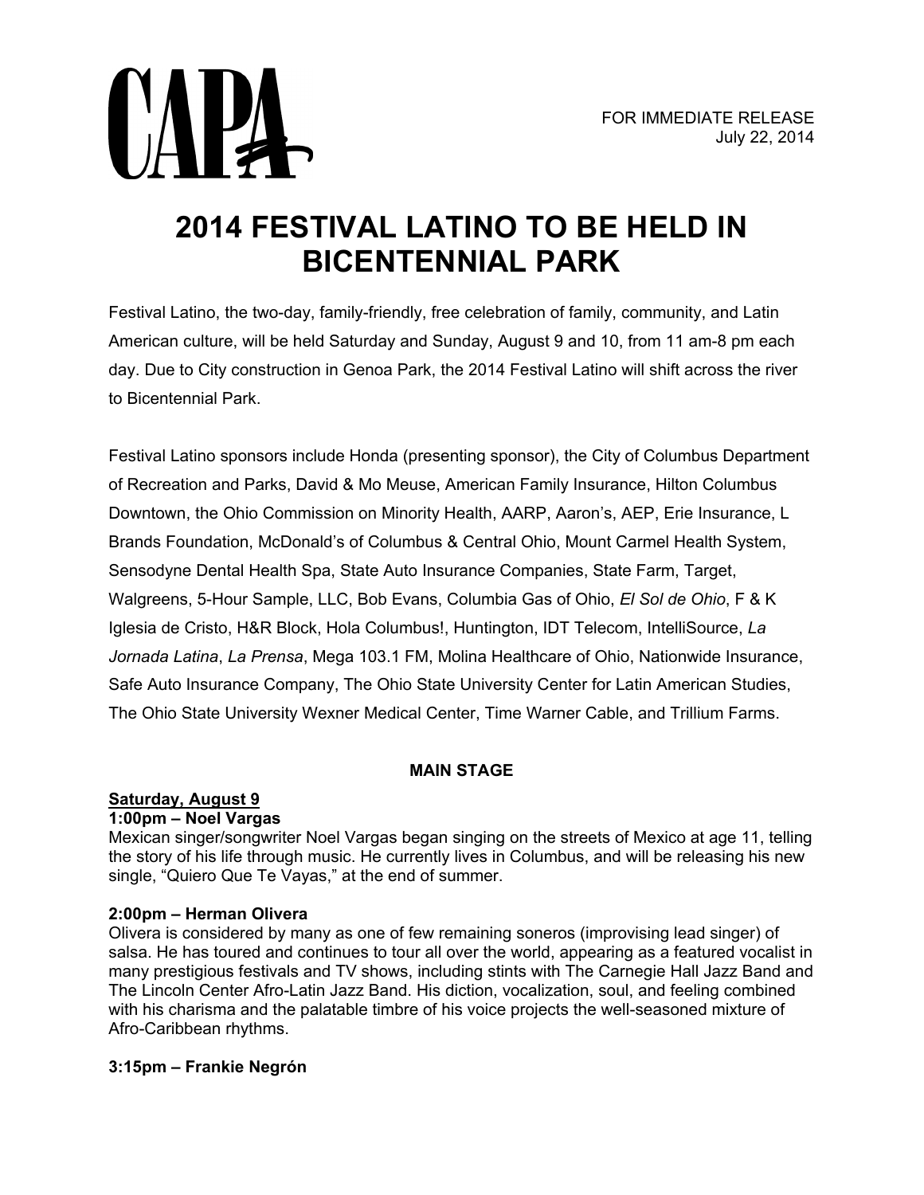CAPA

FOR IMMEDIATE RELEASE
July 22, 2014

# 2014 FESTIVAL LATINO TO BE HELD IN BICENTENNIAL PARK

Festival Latino, the two-day, family-friendly, free celebration of family, community, and Latin American culture, will be held Saturday and Sunday, August 9 and 10, from 11 am-8 pm each day. Due to City construction in Genoa Park, the 2014 Festival Latino will shift across the river to Bicentennial Park.

Festival Latino sponsors include Honda (presenting sponsor), the City of Columbus Department of Recreation and Parks, David & Mo Meuse, American Family Insurance, Hilton Columbus Downtown, the Ohio Commission on Minority Health, AARP, Aaron's, AEP, Erie Insurance, L Brands Foundation, McDonald's of Columbus & Central Ohio, Mount Carmel Health System, Sensodyne Dental Health Spa, State Auto Insurance Companies, State Farm, Target, Walgreens, 5-Hour Sample, LLC, Bob Evans, Columbia Gas of Ohio, *El Sol de Ohio*, F & K Iglesia de Cristo, H&R Block, Hola Columbus!, Huntington, IDT Telecom, IntelliSource, *La Jornada Latina*, *La Prensa*, Mega 103.1 FM, Molina Healthcare of Ohio, Nationwide Insurance, Safe Auto Insurance Company, The Ohio State University Center for Latin American Studies, The Ohio State University Wexner Medical Center, Time Warner Cable, and Trillium Farms.

## MAIN STAGE

### Saturday, August 9

**1:00pm – Noel Vargas**
Mexican singer/songwriter Noel Vargas began singing on the streets of Mexico at age 11, telling the story of his life through music. He currently lives in Columbus, and will be releasing his new single, "Quiero Que Te Vayas," at the end of summer.

**2:00pm – Herman Olivera**
Olivera is considered by many as one of few remaining soneros (improvising lead singer) of salsa. He has toured and continues to tour all over the world, appearing as a featured vocalist in many prestigious festivals and TV shows, including stints with The Carnegie Hall Jazz Band and The Lincoln Center Afro-Latin Jazz Band. His diction, vocalization, soul, and feeling combined with his charisma and the palatable timbre of his voice projects the well-seasoned mixture of Afro-Caribbean rhythms.

**3:15pm – Frankie Negrón**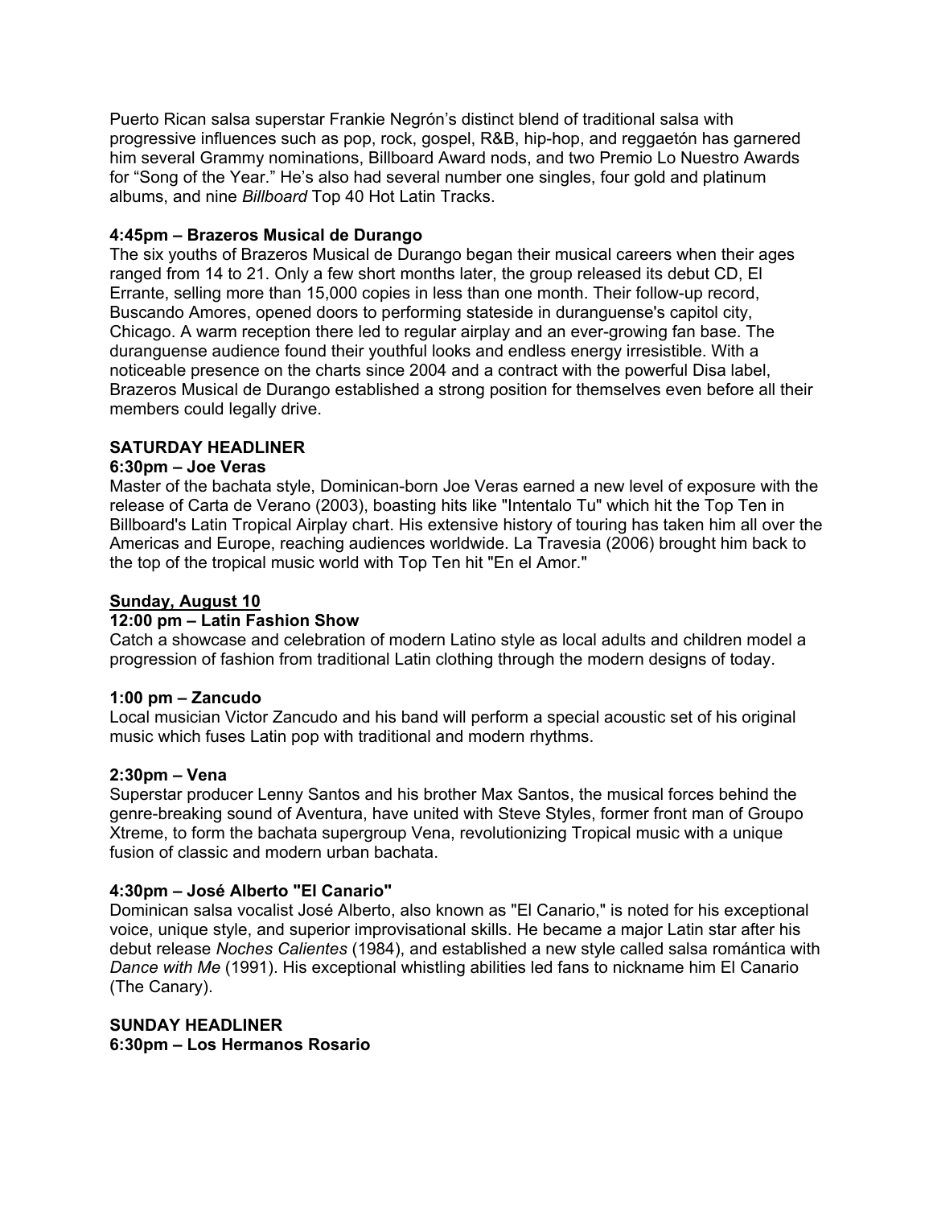Puerto Rican salsa superstar Frankie Negrón's distinct blend of traditional salsa with progressive influences such as pop, rock, gospel, R&B, hip-hop, and reggaetón has garnered him several Grammy nominations, Billboard Award nods, and two Premio Lo Nuestro Awards for "Song of the Year." He's also had several number one singles, four gold and platinum albums, and nine *Billboard* Top 40 Hot Latin Tracks.

**4:45pm – Brazeros Musical de Durango**
The six youths of Brazeros Musical de Durango began their musical careers when their ages ranged from 14 to 21. Only a few short months later, the group released its debut CD, El Errante, selling more than 15,000 copies in less than one month. Their follow-up record, Buscando Amores, opened doors to performing stateside in duranguense's capitol city, Chicago. A warm reception there led to regular airplay and an ever-growing fan base. The duranguense audience found their youthful looks and endless energy irresistible. With a noticeable presence on the charts since 2004 and a contract with the powerful Disa label, Brazeros Musical de Durango established a strong position for themselves even before all their members could legally drive.

**SATURDAY HEADLINER**
**6:30pm – Joe Veras**
Master of the bachata style, Dominican-born Joe Veras earned a new level of exposure with the release of Carta de Verano (2003), boasting hits like "Intentalo Tu" which hit the Top Ten in Billboard's Latin Tropical Airplay chart. His extensive history of touring has taken him all over the Americas and Europe, reaching audiences worldwide. La Travesia (2006) brought him back to the top of the tropical music world with Top Ten hit "En el Amor."

**Sunday, August 10**

**12:00 pm – Latin Fashion Show**
Catch a showcase and celebration of modern Latino style as local adults and children model a progression of fashion from traditional Latin clothing through the modern designs of today.

**1:00 pm – Zancudo**
Local musician Victor Zancudo and his band will perform a special acoustic set of his original music which fuses Latin pop with traditional and modern rhythms.

**2:30pm – Vena**
Superstar producer Lenny Santos and his brother Max Santos, the musical forces behind the genre-breaking sound of Aventura, have united with Steve Styles, former front man of Groupo Xtreme, to form the bachata supergroup Vena, revolutionizing Tropical music with a unique fusion of classic and modern urban bachata.

**4:30pm – José Alberto "El Canario"**
Dominican salsa vocalist José Alberto, also known as "El Canario," is noted for his exceptional voice, unique style, and superior improvisational skills. He became a major Latin star after his debut release *Noches Calientes* (1984), and established a new style called salsa romántica with *Dance with Me* (1991). His exceptional whistling abilities led fans to nickname him El Canario (The Canary).

**SUNDAY HEADLINER**
**6:30pm – Los Hermanos Rosario**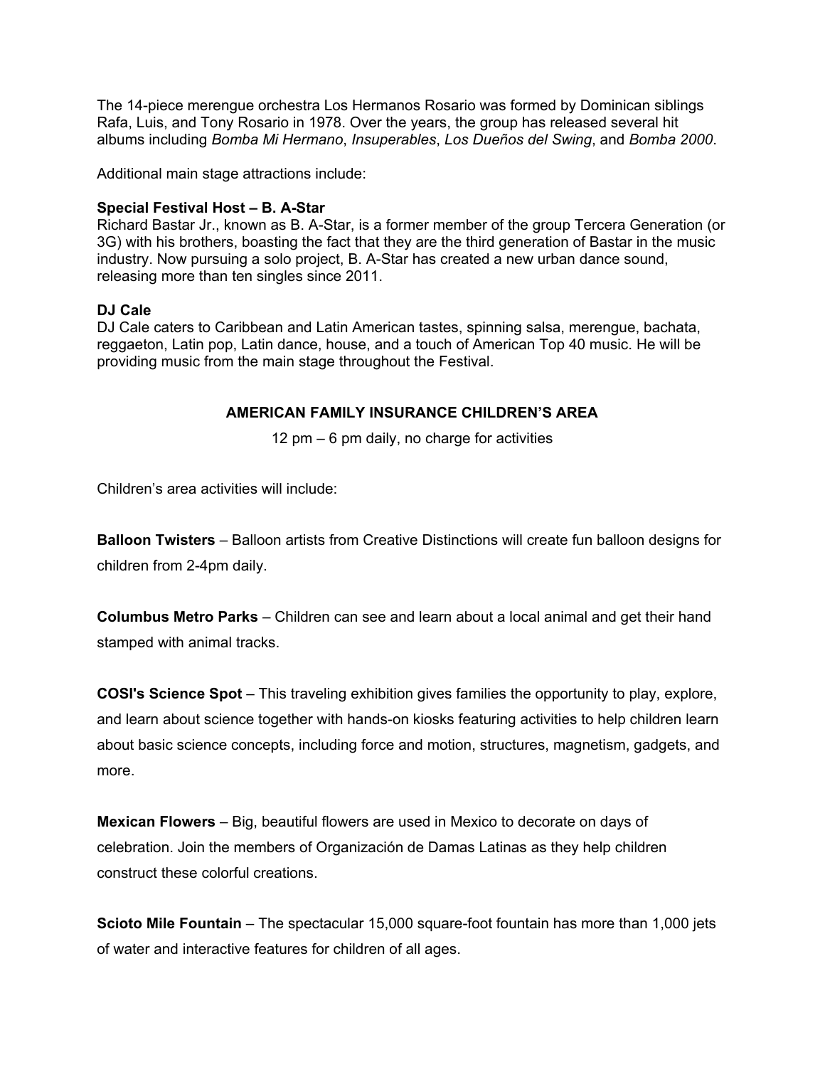The 14-piece merengue orchestra Los Hermanos Rosario was formed by Dominican siblings Rafa, Luis, and Tony Rosario in 1978. Over the years, the group has released several hit albums including *Bomba Mi Hermano*, *Insuperables*, *Los Dueños del Swing*, and *Bomba 2000*.

Additional main stage attractions include:

**Special Festival Host – B. A-Star**
Richard Bastar Jr., known as B. A-Star, is a former member of the group Tercera Generation (or 3G) with his brothers, boasting the fact that they are the third generation of Bastar in the music industry. Now pursuing a solo project, B. A-Star has created a new urban dance sound, releasing more than ten singles since 2011.

**DJ Cale**
DJ Cale caters to Caribbean and Latin American tastes, spinning salsa, merengue, bachata, reggaeton, Latin pop, Latin dance, house, and a touch of American Top 40 music. He will be providing music from the main stage throughout the Festival.

## AMERICAN FAMILY INSURANCE CHILDREN'S AREA

12 pm – 6 pm daily, no charge for activities

Children's area activities will include:

**Balloon Twisters** – Balloon artists from Creative Distinctions will create fun balloon designs for children from 2-4pm daily.

**Columbus Metro Parks** – Children can see and learn about a local animal and get their hand stamped with animal tracks.

**COSI's Science Spot** – This traveling exhibition gives families the opportunity to play, explore, and learn about science together with hands-on kiosks featuring activities to help children learn about basic science concepts, including force and motion, structures, magnetism, gadgets, and more.

**Mexican Flowers** – Big, beautiful flowers are used in Mexico to decorate on days of celebration. Join the members of Organización de Damas Latinas as they help children construct these colorful creations.

**Scioto Mile Fountain** – The spectacular 15,000 square-foot fountain has more than 1,000 jets of water and interactive features for children of all ages.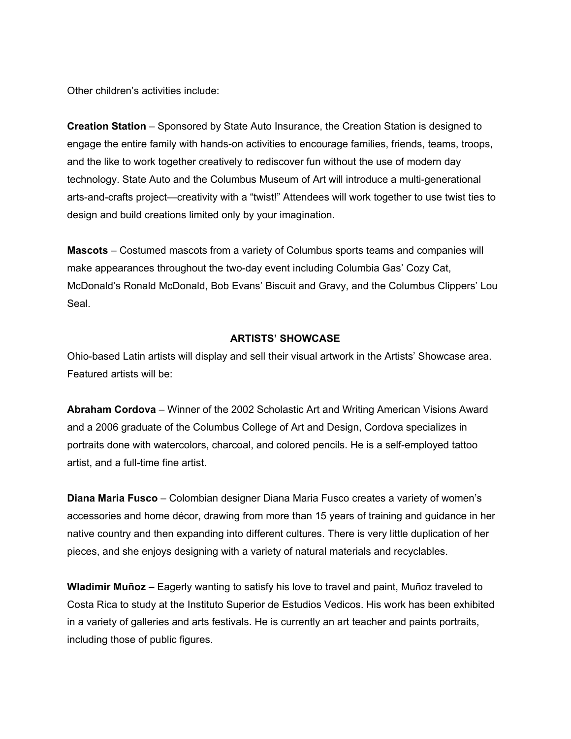Other children's activities include:

**Creation Station** – Sponsored by State Auto Insurance, the Creation Station is designed to engage the entire family with hands-on activities to encourage families, friends, teams, troops, and the like to work together creatively to rediscover fun without the use of modern day technology. State Auto and the Columbus Museum of Art will introduce a multi-generational arts-and-crafts project—creativity with a "twist!" Attendees will work together to use twist ties to design and build creations limited only by your imagination.

**Mascots** – Costumed mascots from a variety of Columbus sports teams and companies will make appearances throughout the two-day event including Columbia Gas' Cozy Cat, McDonald's Ronald McDonald, Bob Evans' Biscuit and Gravy, and the Columbus Clippers' Lou Seal.

## ARTISTS' SHOWCASE

Ohio-based Latin artists will display and sell their visual artwork in the Artists' Showcase area. Featured artists will be:

**Abraham Cordova** – Winner of the 2002 Scholastic Art and Writing American Visions Award and a 2006 graduate of the Columbus College of Art and Design, Cordova specializes in portraits done with watercolors, charcoal, and colored pencils. He is a self-employed tattoo artist, and a full-time fine artist.

**Diana Maria Fusco** – Colombian designer Diana Maria Fusco creates a variety of women's accessories and home décor, drawing from more than 15 years of training and guidance in her native country and then expanding into different cultures. There is very little duplication of her pieces, and she enjoys designing with a variety of natural materials and recyclables.

**Wladimir Muñoz** – Eagerly wanting to satisfy his love to travel and paint, Muñoz traveled to Costa Rica to study at the Instituto Superior de Estudios Vedicos. His work has been exhibited in a variety of galleries and arts festivals. He is currently an art teacher and paints portraits, including those of public figures.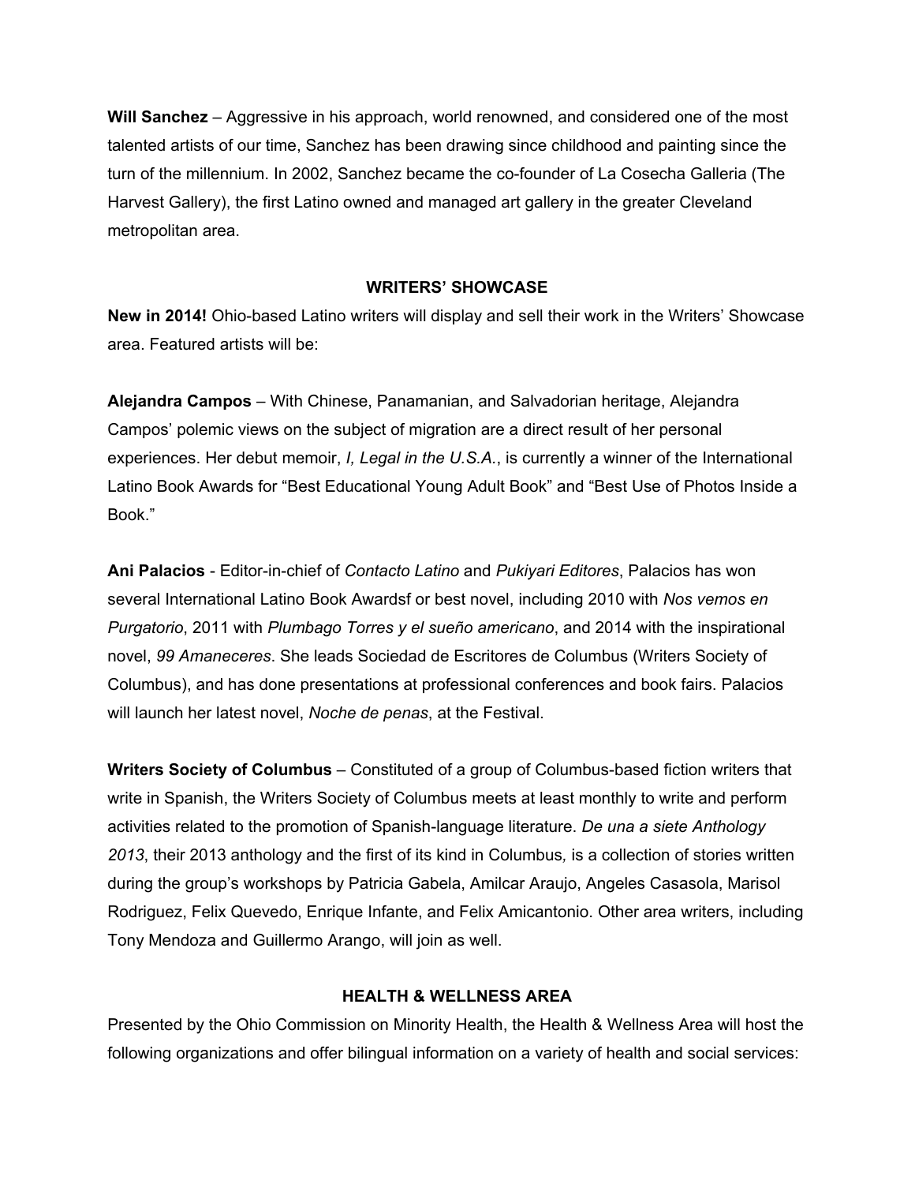**Will Sanchez** – Aggressive in his approach, world renowned, and considered one of the most talented artists of our time, Sanchez has been drawing since childhood and painting since the turn of the millennium. In 2002, Sanchez became the co-founder of La Cosecha Galleria (The Harvest Gallery), the first Latino owned and managed art gallery in the greater Cleveland metropolitan area.

## WRITERS' SHOWCASE

**New in 2014!** Ohio-based Latino writers will display and sell their work in the Writers' Showcase area. Featured artists will be:

**Alejandra Campos** – With Chinese, Panamanian, and Salvadorian heritage, Alejandra Campos' polemic views on the subject of migration are a direct result of her personal experiences. Her debut memoir, *I, Legal in the U.S.A.*, is currently a winner of the International Latino Book Awards for "Best Educational Young Adult Book" and "Best Use of Photos Inside a Book."

**Ani Palacios** - Editor-in-chief of *Contacto Latino* and *Pukiyari Editores*, Palacios has won several International Latino Book Awardsf or best novel, including 2010 with *Nos vemos en Purgatorio*, 2011 with *Plumbago Torres y el sueño americano*, and 2014 with the inspirational novel, *99 Amaneceres*. She leads Sociedad de Escritores de Columbus (Writers Society of Columbus), and has done presentations at professional conferences and book fairs. Palacios will launch her latest novel, *Noche de penas*, at the Festival.

**Writers Society of Columbus** – Constituted of a group of Columbus-based fiction writers that write in Spanish, the Writers Society of Columbus meets at least monthly to write and perform activities related to the promotion of Spanish-language literature. *De una a siete Anthology 2013*, their 2013 anthology and the first of its kind in Columbus, is a collection of stories written during the group's workshops by Patricia Gabela, Amilcar Araujo, Angeles Casasola, Marisol Rodriguez, Felix Quevedo, Enrique Infante, and Felix Amicantonio. Other area writers, including Tony Mendoza and Guillermo Arango, will join as well.

## HEALTH & WELLNESS AREA

Presented by the Ohio Commission on Minority Health, the Health & Wellness Area will host the following organizations and offer bilingual information on a variety of health and social services: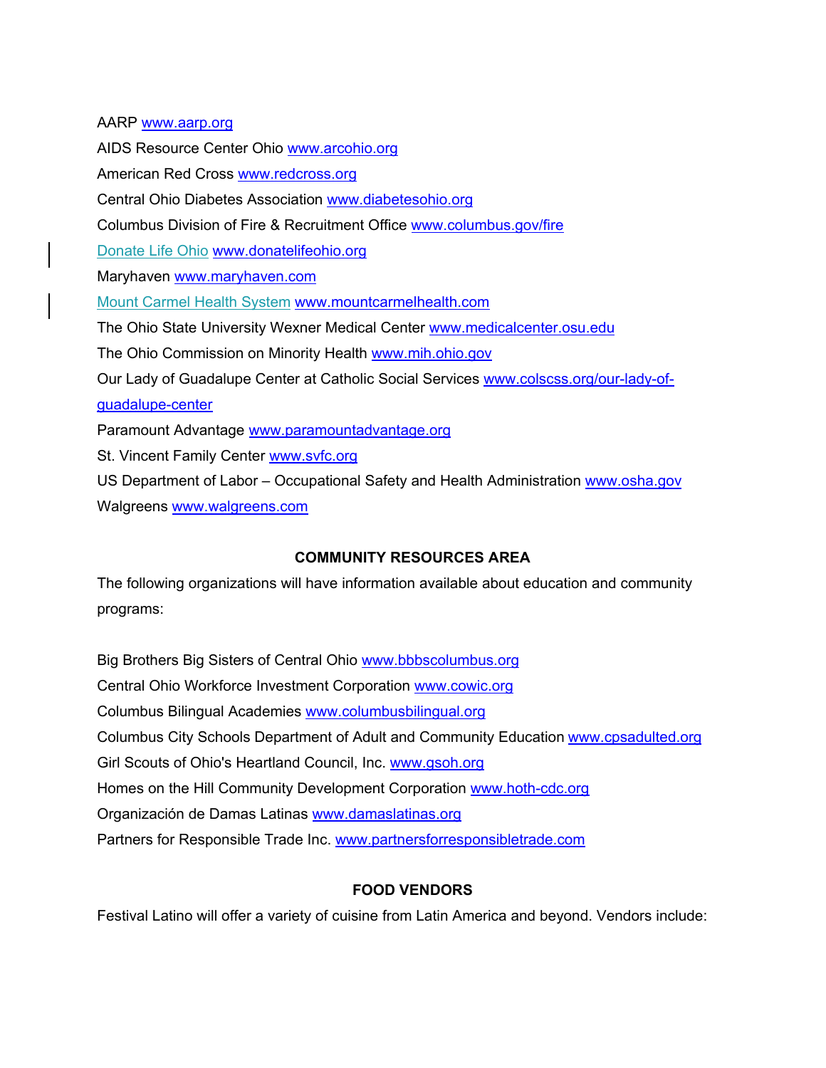AARP www.aarp.org

AIDS Resource Center Ohio www.arcohio.org

American Red Cross www.redcross.org

Central Ohio Diabetes Association www.diabetesohio.org

Columbus Division of Fire & Recruitment Office www.columbus.gov/fire

Donate Life Ohio www.donatelifeohio.org

Maryhaven www.maryhaven.com

Mount Carmel Health System www.mountcarmelhealth.com

The Ohio State University Wexner Medical Center www.medicalcenter.osu.edu

The Ohio Commission on Minority Health www.mih.ohio.gov

Our Lady of Guadalupe Center at Catholic Social Services www.colscss.org/our-lady-of-guadalupe-center

Paramount Advantage www.paramountadvantage.org

St. Vincent Family Center www.svfc.org

US Department of Labor – Occupational Safety and Health Administration www.osha.gov

Walgreens www.walgreens.com

## COMMUNITY RESOURCES AREA

The following organizations will have information available about education and community programs:

Big Brothers Big Sisters of Central Ohio www.bbbscolumbus.org

Central Ohio Workforce Investment Corporation www.cowic.org

Columbus Bilingual Academies www.columbusbilingual.org

Columbus City Schools Department of Adult and Community Education www.cpsadulted.org

Girl Scouts of Ohio's Heartland Council, Inc. www.gsoh.org

Homes on the Hill Community Development Corporation www.hoth-cdc.org

Organización de Damas Latinas www.damaslatinas.org

Partners for Responsible Trade Inc. www.partnersforresponsibletrade.com

## FOOD VENDORS

Festival Latino will offer a variety of cuisine from Latin America and beyond. Vendors include: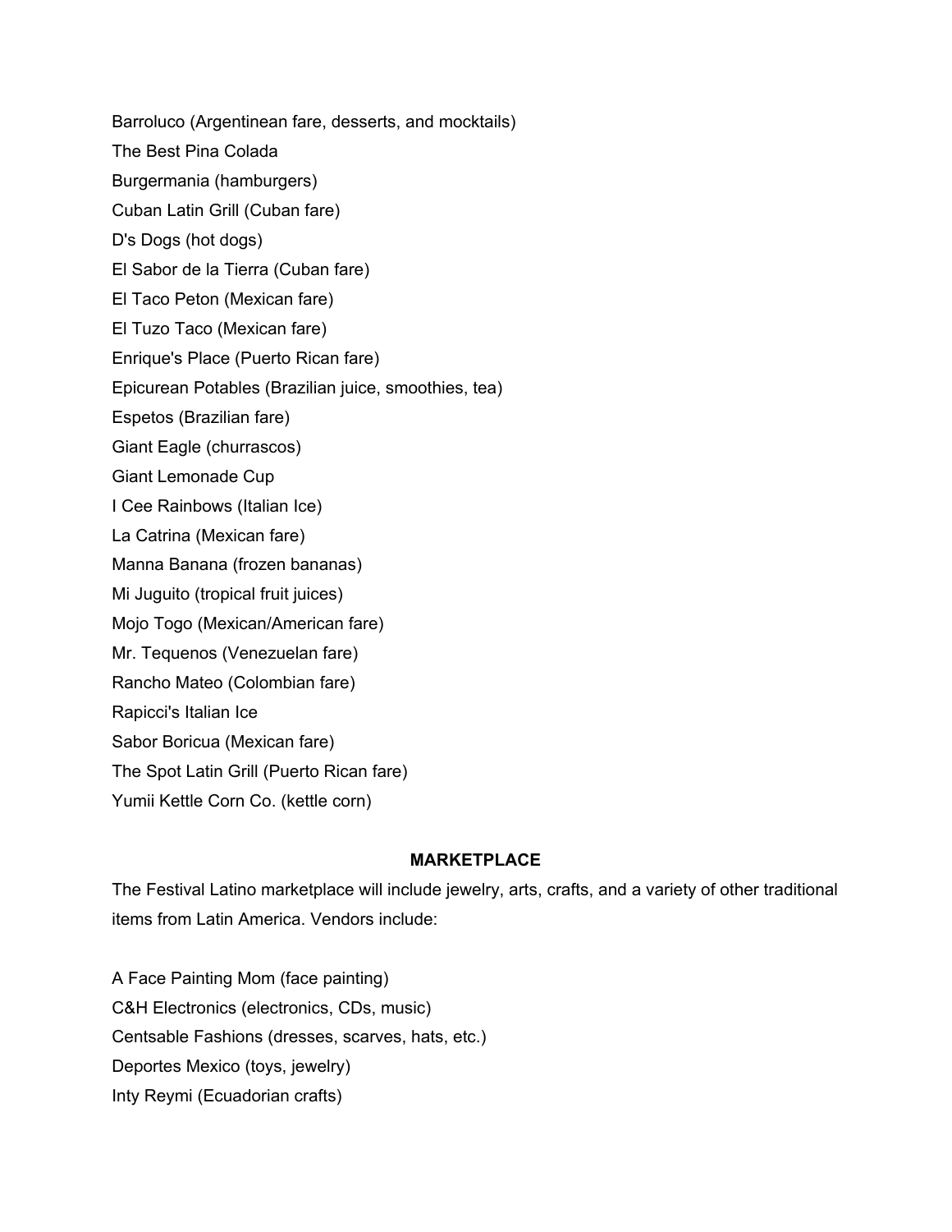Barroluco (Argentinean fare, desserts, and mocktails)

The Best Pina Colada

Burgermania (hamburgers)

Cuban Latin Grill (Cuban fare)

D's Dogs (hot dogs)

El Sabor de la Tierra (Cuban fare)

El Taco Peton (Mexican fare)

El Tuzo Taco (Mexican fare)

Enrique's Place (Puerto Rican fare)

Epicurean Potables (Brazilian juice, smoothies, tea)

Espetos (Brazilian fare)

Giant Eagle (churrascos)

Giant Lemonade Cup

I Cee Rainbows (Italian Ice)

La Catrina (Mexican fare)

Manna Banana (frozen bananas)

Mi Juguito (tropical fruit juices)

Mojo Togo (Mexican/American fare)

Mr. Tequenos (Venezuelan fare)

Rancho Mateo (Colombian fare)

Rapicci's Italian Ice

Sabor Boricua (Mexican fare)

The Spot Latin Grill (Puerto Rican fare)

Yumii Kettle Corn Co. (kettle corn)

## MARKETPLACE

The Festival Latino marketplace will include jewelry, arts, crafts, and a variety of other traditional items from Latin America. Vendors include:

A Face Painting Mom (face painting)

C&H Electronics (electronics, CDs, music)

Centsable Fashions (dresses, scarves, hats, etc.)

Deportes Mexico (toys, jewelry)

Inty Reymi (Ecuadorian crafts)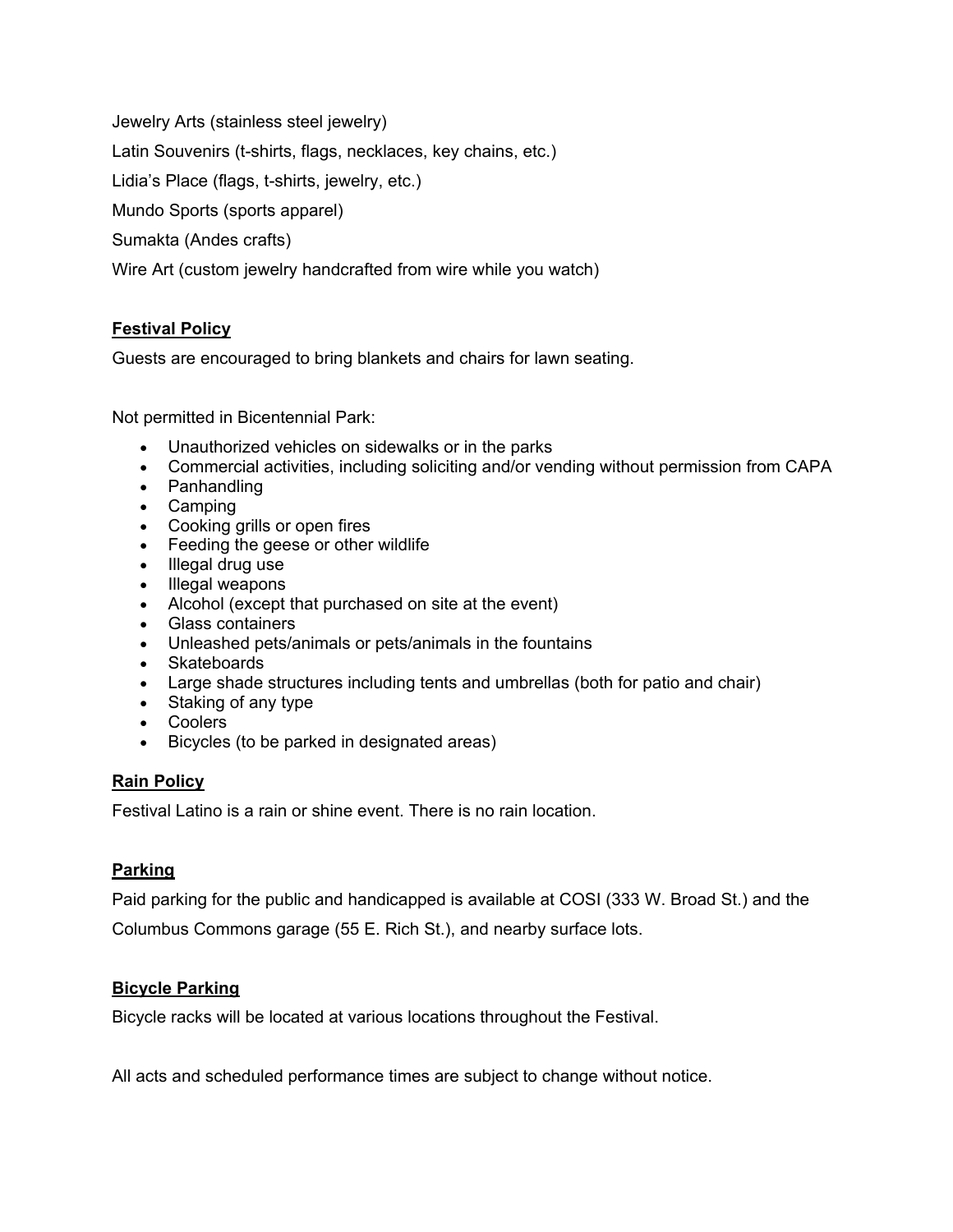Jewelry Arts (stainless steel jewelry)

Latin Souvenirs (t-shirts, flags, necklaces, key chains, etc.)

Lidia's Place (flags, t-shirts, jewelry, etc.)

Mundo Sports (sports apparel)

Sumakta (Andes crafts)

Wire Art (custom jewelry handcrafted from wire while you watch)

## Festival Policy

Guests are encouraged to bring blankets and chairs for lawn seating.

Not permitted in Bicentennial Park:

- Unauthorized vehicles on sidewalks or in the parks
- Commercial activities, including soliciting and/or vending without permission from CAPA
- Panhandling
- Camping
- Cooking grills or open fires
- Feeding the geese or other wildlife
- Illegal drug use
- Illegal weapons
- Alcohol (except that purchased on site at the event)
- Glass containers
- Unleashed pets/animals or pets/animals in the fountains
- Skateboards
- Large shade structures including tents and umbrellas (both for patio and chair)
- Staking of any type
- Coolers
- Bicycles (to be parked in designated areas)

## Rain Policy

Festival Latino is a rain or shine event. There is no rain location.

## Parking

Paid parking for the public and handicapped is available at COSI (333 W. Broad St.) and the Columbus Commons garage (55 E. Rich St.), and nearby surface lots.

## Bicycle Parking

Bicycle racks will be located at various locations throughout the Festival.

All acts and scheduled performance times are subject to change without notice.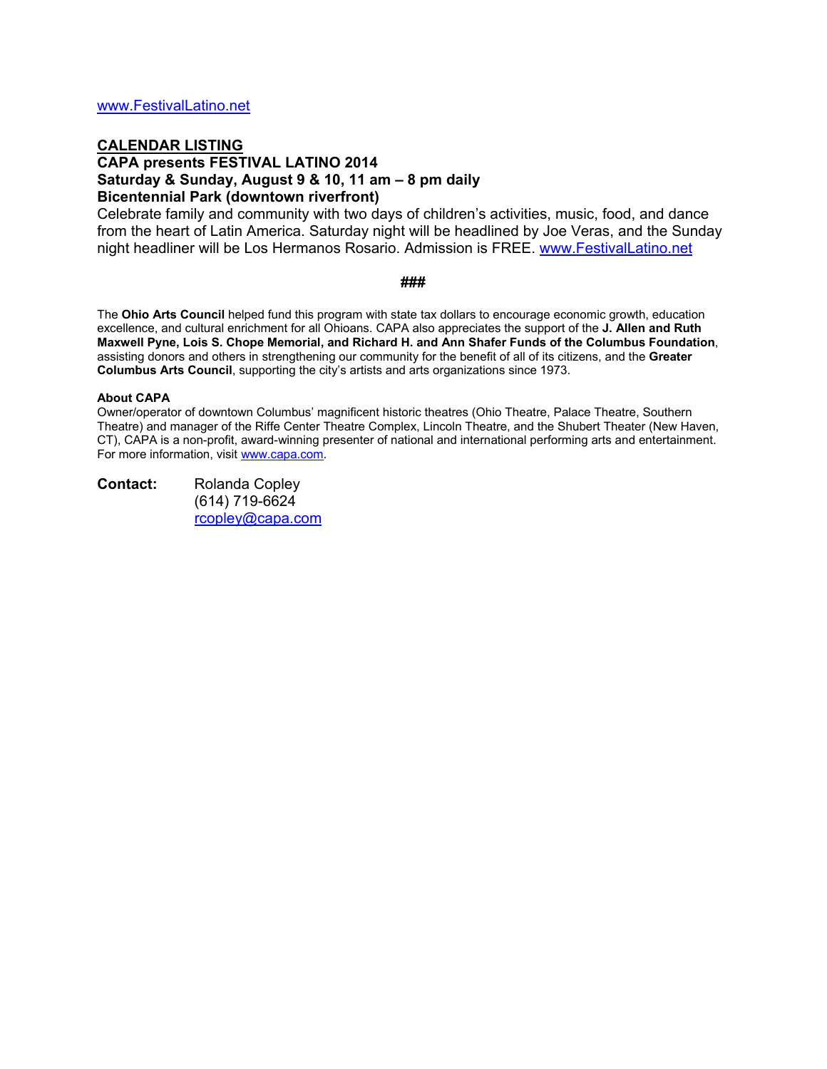www.FestivalLatino.net

## CALENDAR LISTING

**CAPA presents FESTIVAL LATINO 2014**
**Saturday & Sunday, August 9 & 10, 11 am – 8 pm daily**
**Bicentennial Park (downtown riverfront)**

Celebrate family and community with two days of children's activities, music, food, and dance from the heart of Latin America. Saturday night will be headlined by Joe Veras, and the Sunday night headliner will be Los Hermanos Rosario. Admission is FREE. www.FestivalLatino.net

###

The **Ohio Arts Council** helped fund this program with state tax dollars to encourage economic growth, education excellence, and cultural enrichment for all Ohioans. CAPA also appreciates the support of the **J. Allen and Ruth Maxwell Pyne, Lois S. Chope Memorial, and Richard H. and Ann Shafer Funds of the Columbus Foundation**, assisting donors and others in strengthening our community for the benefit of all of its citizens, and the **Greater Columbus Arts Council**, supporting the city's artists and arts organizations since 1973.

**About CAPA**
Owner/operator of downtown Columbus' magnificent historic theatres (Ohio Theatre, Palace Theatre, Southern Theatre) and manager of the Riffe Center Theatre Complex, Lincoln Theatre, and the Shubert Theater (New Haven, CT), CAPA is a non-profit, award-winning presenter of national and international performing arts and entertainment. For more information, visit www.capa.com.

**Contact:** Rolanda Copley
(614) 719-6624
rcopley@capa.com